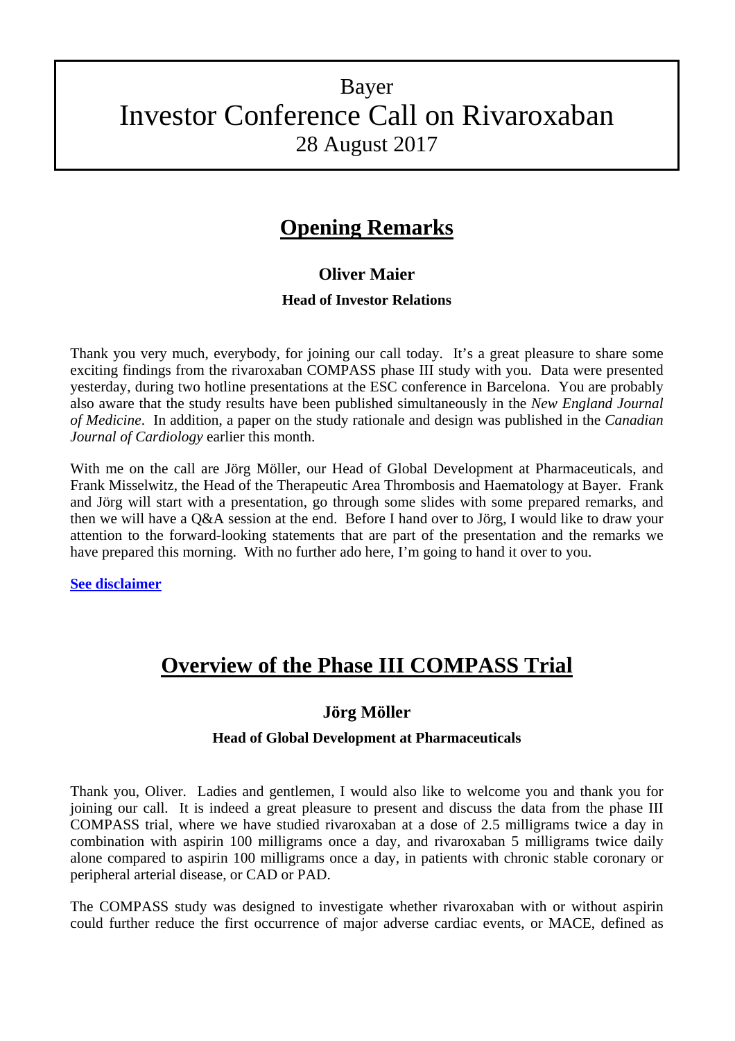# Bayer
# Investor Conference Call on Rivaroxaban
## 28 August 2017

## Opening Remarks

### Oliver Maier

#### Head of Investor Relations

Thank you very much, everybody, for joining our call today. It's a great pleasure to share some exciting findings from the rivaroxaban COMPASS phase III study with you. Data were presented yesterday, during two hotline presentations at the ESC conference in Barcelona. You are probably also aware that the study results have been published simultaneously in the *New England Journal of Medicine*. In addition, a paper on the study rationale and design was published in the *Canadian Journal of Cardiology* earlier this month.

With me on the call are Jörg Möller, our Head of Global Development at Pharmaceuticals, and Frank Misselwitz, the Head of the Therapeutic Area Thrombosis and Haematology at Bayer. Frank and Jörg will start with a presentation, go through some slides with some prepared remarks, and then we will have a Q&A session at the end. Before I hand over to Jörg, I would like to draw your attention to the forward-looking statements that are part of the presentation and the remarks we have prepared this morning. With no further ado here, I'm going to hand it over to you.

**See disclaimer**

## Overview of the Phase III COMPASS Trial

### Jörg Möller

#### Head of Global Development at Pharmaceuticals

Thank you, Oliver. Ladies and gentlemen, I would also like to welcome you and thank you for joining our call. It is indeed a great pleasure to present and discuss the data from the phase III COMPASS trial, where we have studied rivaroxaban at a dose of 2.5 milligrams twice a day in combination with aspirin 100 milligrams once a day, and rivaroxaban 5 milligrams twice daily alone compared to aspirin 100 milligrams once a day, in patients with chronic stable coronary or peripheral arterial disease, or CAD or PAD.

The COMPASS study was designed to investigate whether rivaroxaban with or without aspirin could further reduce the first occurrence of major adverse cardiac events, or MACE, defined as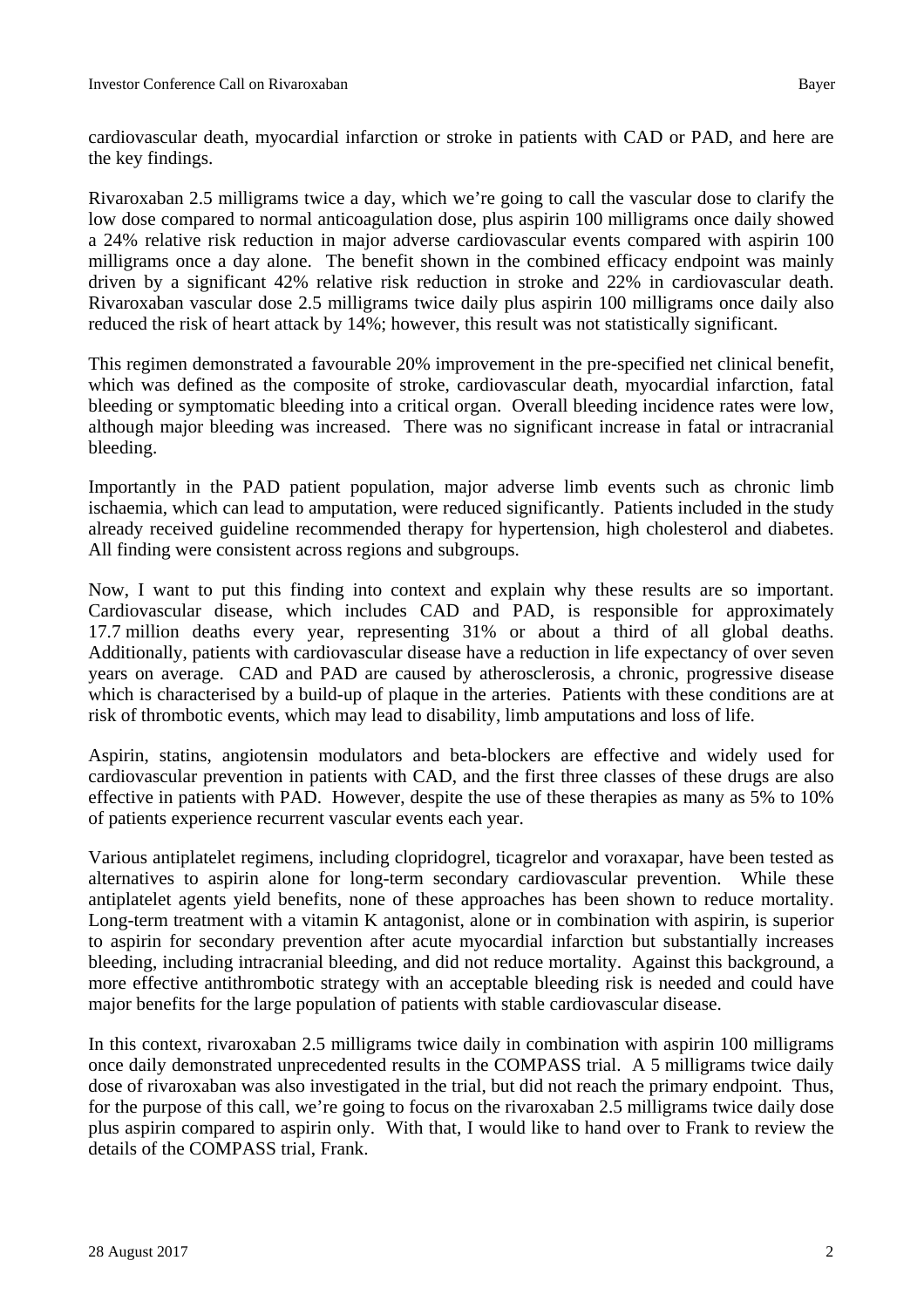cardiovascular death, myocardial infarction or stroke in patients with CAD or PAD, and here are the key findings.

Rivaroxaban 2.5 milligrams twice a day, which we're going to call the vascular dose to clarify the low dose compared to normal anticoagulation dose, plus aspirin 100 milligrams once daily showed a 24% relative risk reduction in major adverse cardiovascular events compared with aspirin 100 milligrams once a day alone. The benefit shown in the combined efficacy endpoint was mainly driven by a significant 42% relative risk reduction in stroke and 22% in cardiovascular death. Rivaroxaban vascular dose 2.5 milligrams twice daily plus aspirin 100 milligrams once daily also reduced the risk of heart attack by 14%; however, this result was not statistically significant.

This regimen demonstrated a favourable 20% improvement in the pre-specified net clinical benefit, which was defined as the composite of stroke, cardiovascular death, myocardial infarction, fatal bleeding or symptomatic bleeding into a critical organ. Overall bleeding incidence rates were low, although major bleeding was increased. There was no significant increase in fatal or intracranial bleeding.

Importantly in the PAD patient population, major adverse limb events such as chronic limb ischaemia, which can lead to amputation, were reduced significantly. Patients included in the study already received guideline recommended therapy for hypertension, high cholesterol and diabetes. All finding were consistent across regions and subgroups.

Now, I want to put this finding into context and explain why these results are so important. Cardiovascular disease, which includes CAD and PAD, is responsible for approximately 17.7 million deaths every year, representing 31% or about a third of all global deaths. Additionally, patients with cardiovascular disease have a reduction in life expectancy of over seven years on average. CAD and PAD are caused by atherosclerosis, a chronic, progressive disease which is characterised by a build-up of plaque in the arteries. Patients with these conditions are at risk of thrombotic events, which may lead to disability, limb amputations and loss of life.

Aspirin, statins, angiotensin modulators and beta-blockers are effective and widely used for cardiovascular prevention in patients with CAD, and the first three classes of these drugs are also effective in patients with PAD. However, despite the use of these therapies as many as 5% to 10% of patients experience recurrent vascular events each year.

Various antiplatelet regimens, including clopridogrel, ticagrelor and voraxapar, have been tested as alternatives to aspirin alone for long-term secondary cardiovascular prevention. While these antiplatelet agents yield benefits, none of these approaches has been shown to reduce mortality. Long-term treatment with a vitamin K antagonist, alone or in combination with aspirin, is superior to aspirin for secondary prevention after acute myocardial infarction but substantially increases bleeding, including intracranial bleeding, and did not reduce mortality. Against this background, a more effective antithrombotic strategy with an acceptable bleeding risk is needed and could have major benefits for the large population of patients with stable cardiovascular disease.

In this context, rivaroxaban 2.5 milligrams twice daily in combination with aspirin 100 milligrams once daily demonstrated unprecedented results in the COMPASS trial. A 5 milligrams twice daily dose of rivaroxaban was also investigated in the trial, but did not reach the primary endpoint. Thus, for the purpose of this call, we're going to focus on the rivaroxaban 2.5 milligrams twice daily dose plus aspirin compared to aspirin only. With that, I would like to hand over to Frank to review the details of the COMPASS trial, Frank.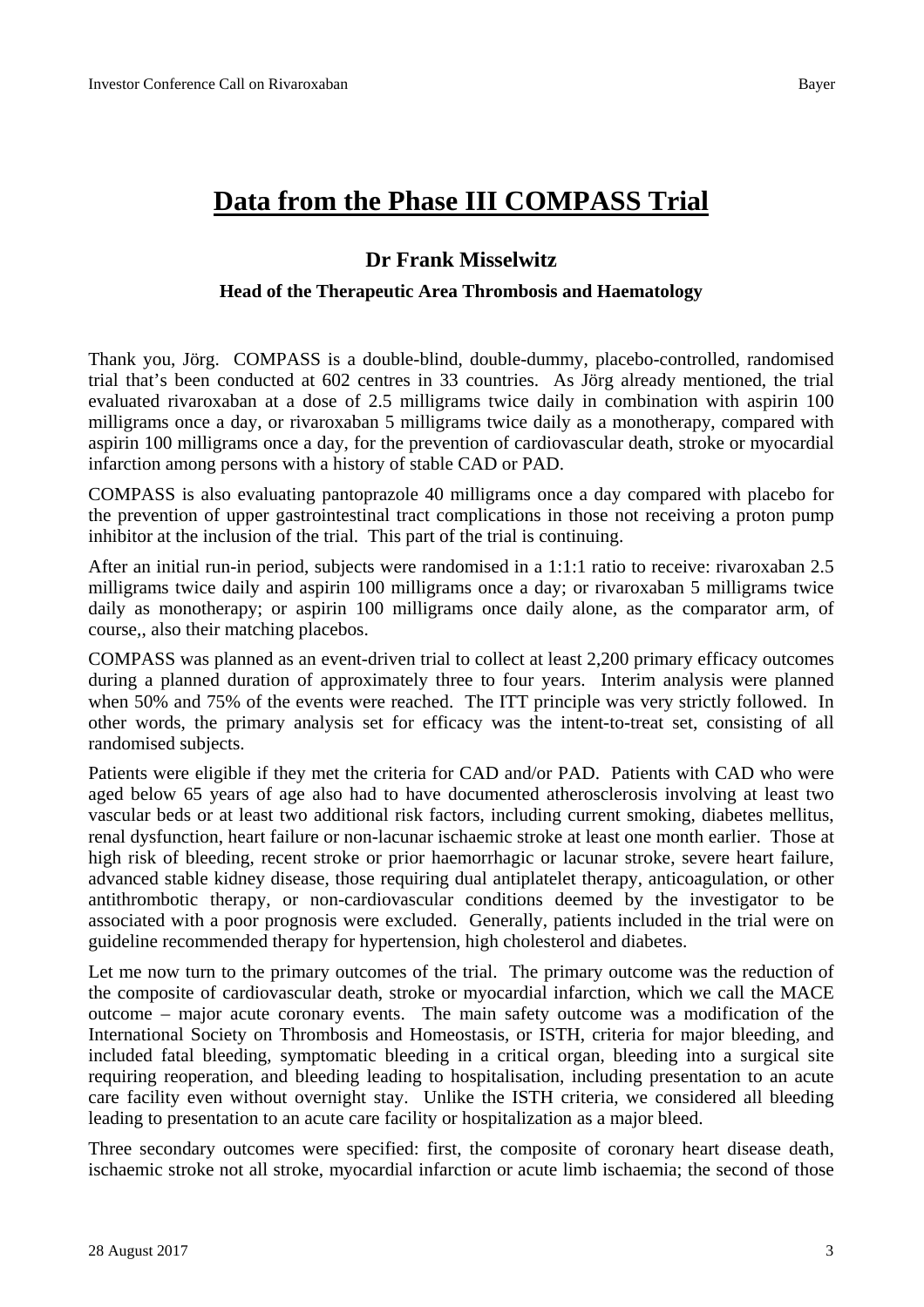# Data from the Phase III COMPASS Trial

### Dr Frank Misselwitz

#### Head of the Therapeutic Area Thrombosis and Haematology

Thank you, Jörg. COMPASS is a double-blind, double-dummy, placebo-controlled, randomised trial that's been conducted at 602 centres in 33 countries. As Jörg already mentioned, the trial evaluated rivaroxaban at a dose of 2.5 milligrams twice daily in combination with aspirin 100 milligrams once a day, or rivaroxaban 5 milligrams twice daily as a monotherapy, compared with aspirin 100 milligrams once a day, for the prevention of cardiovascular death, stroke or myocardial infarction among persons with a history of stable CAD or PAD.

COMPASS is also evaluating pantoprazole 40 milligrams once a day compared with placebo for the prevention of upper gastrointestinal tract complications in those not receiving a proton pump inhibitor at the inclusion of the trial. This part of the trial is continuing.

After an initial run-in period, subjects were randomised in a 1:1:1 ratio to receive: rivaroxaban 2.5 milligrams twice daily and aspirin 100 milligrams once a day; or rivaroxaban 5 milligrams twice daily as monotherapy; or aspirin 100 milligrams once daily alone, as the comparator arm, of course,, also their matching placebos.

COMPASS was planned as an event-driven trial to collect at least 2,200 primary efficacy outcomes during a planned duration of approximately three to four years. Interim analysis were planned when 50% and 75% of the events were reached. The ITT principle was very strictly followed. In other words, the primary analysis set for efficacy was the intent-to-treat set, consisting of all randomised subjects.

Patients were eligible if they met the criteria for CAD and/or PAD. Patients with CAD who were aged below 65 years of age also had to have documented atherosclerosis involving at least two vascular beds or at least two additional risk factors, including current smoking, diabetes mellitus, renal dysfunction, heart failure or non-lacunar ischaemic stroke at least one month earlier. Those at high risk of bleeding, recent stroke or prior haemorrhagic or lacunar stroke, severe heart failure, advanced stable kidney disease, those requiring dual antiplatelet therapy, anticoagulation, or other antithrombotic therapy, or non-cardiovascular conditions deemed by the investigator to be associated with a poor prognosis were excluded. Generally, patients included in the trial were on guideline recommended therapy for hypertension, high cholesterol and diabetes.

Let me now turn to the primary outcomes of the trial. The primary outcome was the reduction of the composite of cardiovascular death, stroke or myocardial infarction, which we call the MACE outcome – major acute coronary events. The main safety outcome was a modification of the International Society on Thrombosis and Homeostasis, or ISTH, criteria for major bleeding, and included fatal bleeding, symptomatic bleeding in a critical organ, bleeding into a surgical site requiring reoperation, and bleeding leading to hospitalisation, including presentation to an acute care facility even without overnight stay. Unlike the ISTH criteria, we considered all bleeding leading to presentation to an acute care facility or hospitalization as a major bleed.

Three secondary outcomes were specified: first, the composite of coronary heart disease death, ischaemic stroke not all stroke, myocardial infarction or acute limb ischaemia; the second of those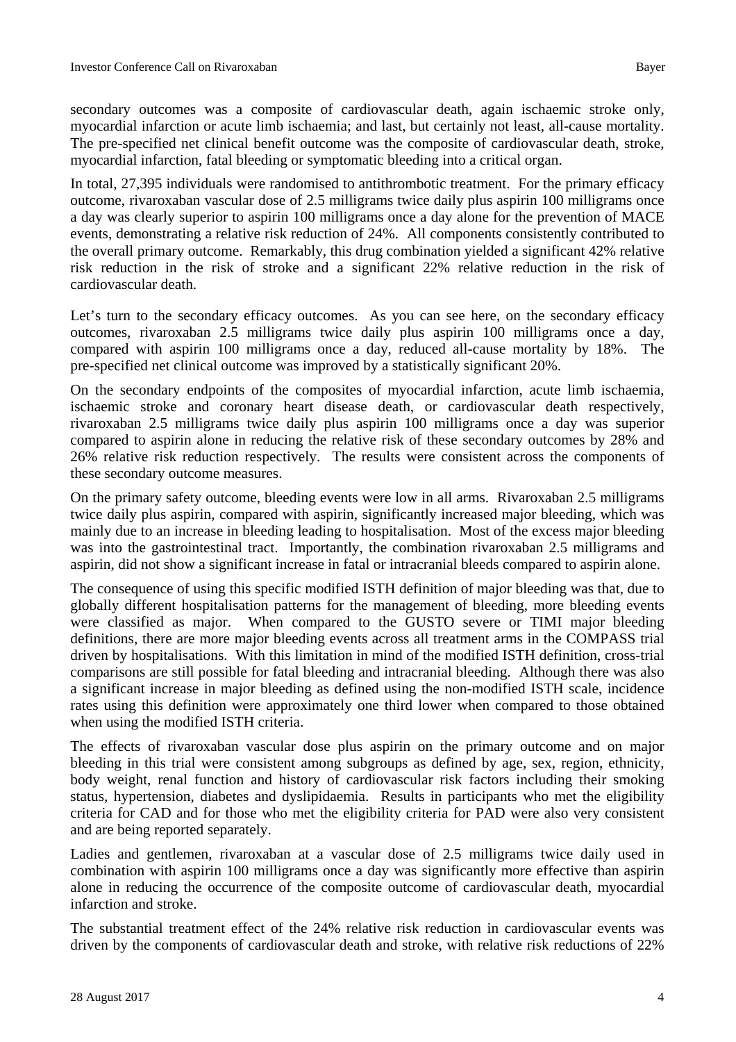secondary outcomes was a composite of cardiovascular death, again ischaemic stroke only, myocardial infarction or acute limb ischaemia; and last, but certainly not least, all-cause mortality. The pre-specified net clinical benefit outcome was the composite of cardiovascular death, stroke, myocardial infarction, fatal bleeding or symptomatic bleeding into a critical organ.

In total, 27,395 individuals were randomised to antithrombotic treatment. For the primary efficacy outcome, rivaroxaban vascular dose of 2.5 milligrams twice daily plus aspirin 100 milligrams once a day was clearly superior to aspirin 100 milligrams once a day alone for the prevention of MACE events, demonstrating a relative risk reduction of 24%. All components consistently contributed to the overall primary outcome. Remarkably, this drug combination yielded a significant 42% relative risk reduction in the risk of stroke and a significant 22% relative reduction in the risk of cardiovascular death.

Let's turn to the secondary efficacy outcomes. As you can see here, on the secondary efficacy outcomes, rivaroxaban 2.5 milligrams twice daily plus aspirin 100 milligrams once a day, compared with aspirin 100 milligrams once a day, reduced all-cause mortality by 18%. The pre-specified net clinical outcome was improved by a statistically significant 20%.

On the secondary endpoints of the composites of myocardial infarction, acute limb ischaemia, ischaemic stroke and coronary heart disease death, or cardiovascular death respectively, rivaroxaban 2.5 milligrams twice daily plus aspirin 100 milligrams once a day was superior compared to aspirin alone in reducing the relative risk of these secondary outcomes by 28% and 26% relative risk reduction respectively. The results were consistent across the components of these secondary outcome measures.

On the primary safety outcome, bleeding events were low in all arms. Rivaroxaban 2.5 milligrams twice daily plus aspirin, compared with aspirin, significantly increased major bleeding, which was mainly due to an increase in bleeding leading to hospitalisation. Most of the excess major bleeding was into the gastrointestinal tract. Importantly, the combination rivaroxaban 2.5 milligrams and aspirin, did not show a significant increase in fatal or intracranial bleeds compared to aspirin alone.

The consequence of using this specific modified ISTH definition of major bleeding was that, due to globally different hospitalisation patterns for the management of bleeding, more bleeding events were classified as major. When compared to the GUSTO severe or TIMI major bleeding definitions, there are more major bleeding events across all treatment arms in the COMPASS trial driven by hospitalisations. With this limitation in mind of the modified ISTH definition, cross-trial comparisons are still possible for fatal bleeding and intracranial bleeding. Although there was also a significant increase in major bleeding as defined using the non-modified ISTH scale, incidence rates using this definition were approximately one third lower when compared to those obtained when using the modified ISTH criteria.

The effects of rivaroxaban vascular dose plus aspirin on the primary outcome and on major bleeding in this trial were consistent among subgroups as defined by age, sex, region, ethnicity, body weight, renal function and history of cardiovascular risk factors including their smoking status, hypertension, diabetes and dyslipidaemia. Results in participants who met the eligibility criteria for CAD and for those who met the eligibility criteria for PAD were also very consistent and are being reported separately.

Ladies and gentlemen, rivaroxaban at a vascular dose of 2.5 milligrams twice daily used in combination with aspirin 100 milligrams once a day was significantly more effective than aspirin alone in reducing the occurrence of the composite outcome of cardiovascular death, myocardial infarction and stroke.

The substantial treatment effect of the 24% relative risk reduction in cardiovascular events was driven by the components of cardiovascular death and stroke, with relative risk reductions of 22%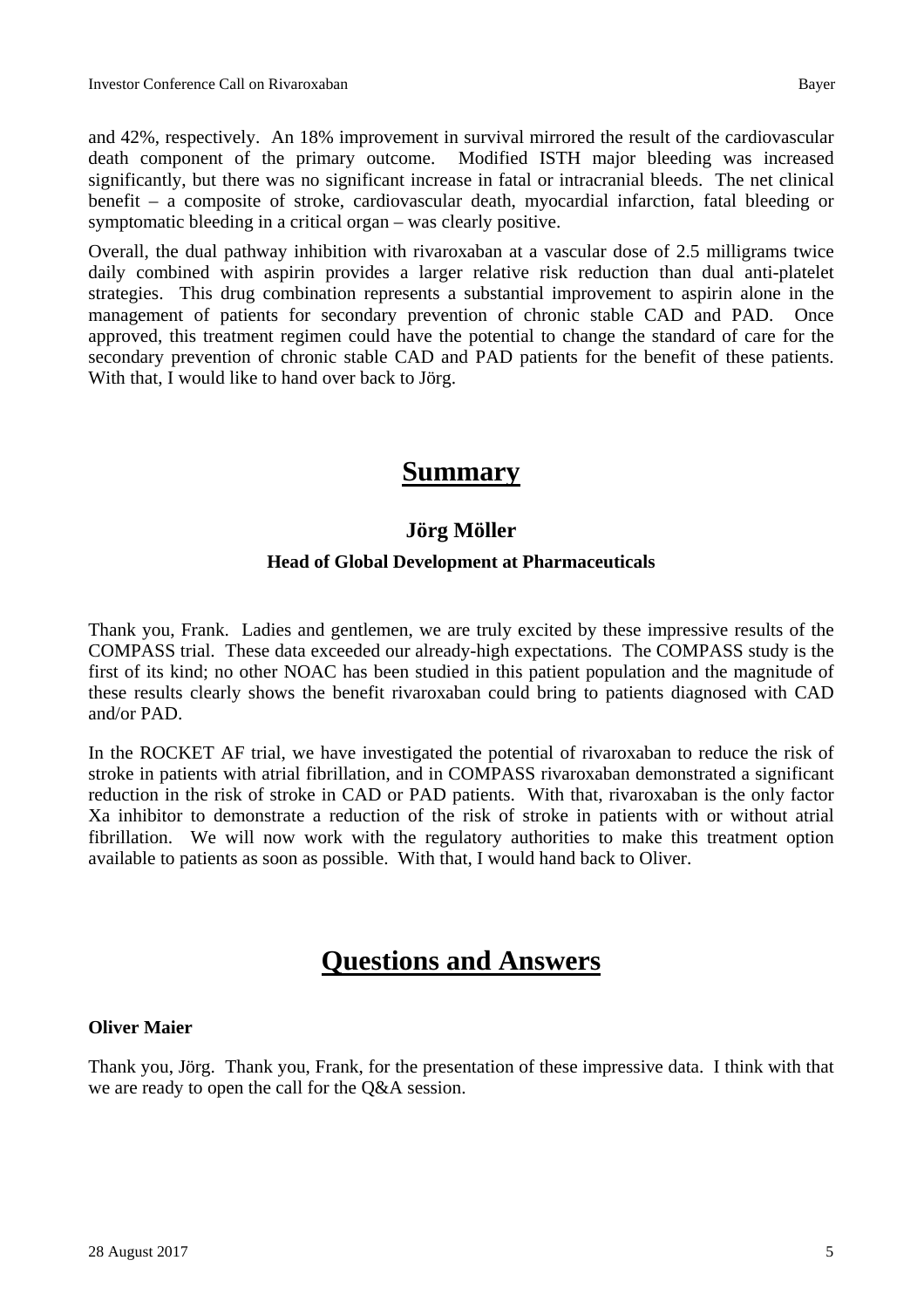and 42%, respectively. An 18% improvement in survival mirrored the result of the cardiovascular death component of the primary outcome. Modified ISTH major bleeding was increased significantly, but there was no significant increase in fatal or intracranial bleeds. The net clinical benefit – a composite of stroke, cardiovascular death, myocardial infarction, fatal bleeding or symptomatic bleeding in a critical organ – was clearly positive.

Overall, the dual pathway inhibition with rivaroxaban at a vascular dose of 2.5 milligrams twice daily combined with aspirin provides a larger relative risk reduction than dual anti-platelet strategies. This drug combination represents a substantial improvement to aspirin alone in the management of patients for secondary prevention of chronic stable CAD and PAD. Once approved, this treatment regimen could have the potential to change the standard of care for the secondary prevention of chronic stable CAD and PAD patients for the benefit of these patients. With that, I would like to hand over back to Jörg.

# Summary

### Jörg Möller

**Head of Global Development at Pharmaceuticals**

Thank you, Frank. Ladies and gentlemen, we are truly excited by these impressive results of the COMPASS trial. These data exceeded our already-high expectations. The COMPASS study is the first of its kind; no other NOAC has been studied in this patient population and the magnitude of these results clearly shows the benefit rivaroxaban could bring to patients diagnosed with CAD and/or PAD.

In the ROCKET AF trial, we have investigated the potential of rivaroxaban to reduce the risk of stroke in patients with atrial fibrillation, and in COMPASS rivaroxaban demonstrated a significant reduction in the risk of stroke in CAD or PAD patients. With that, rivaroxaban is the only factor Xa inhibitor to demonstrate a reduction of the risk of stroke in patients with or without atrial fibrillation. We will now work with the regulatory authorities to make this treatment option available to patients as soon as possible. With that, I would hand back to Oliver.

# Questions and Answers

**Oliver Maier**

Thank you, Jörg. Thank you, Frank, for the presentation of these impressive data. I think with that we are ready to open the call for the Q&A session.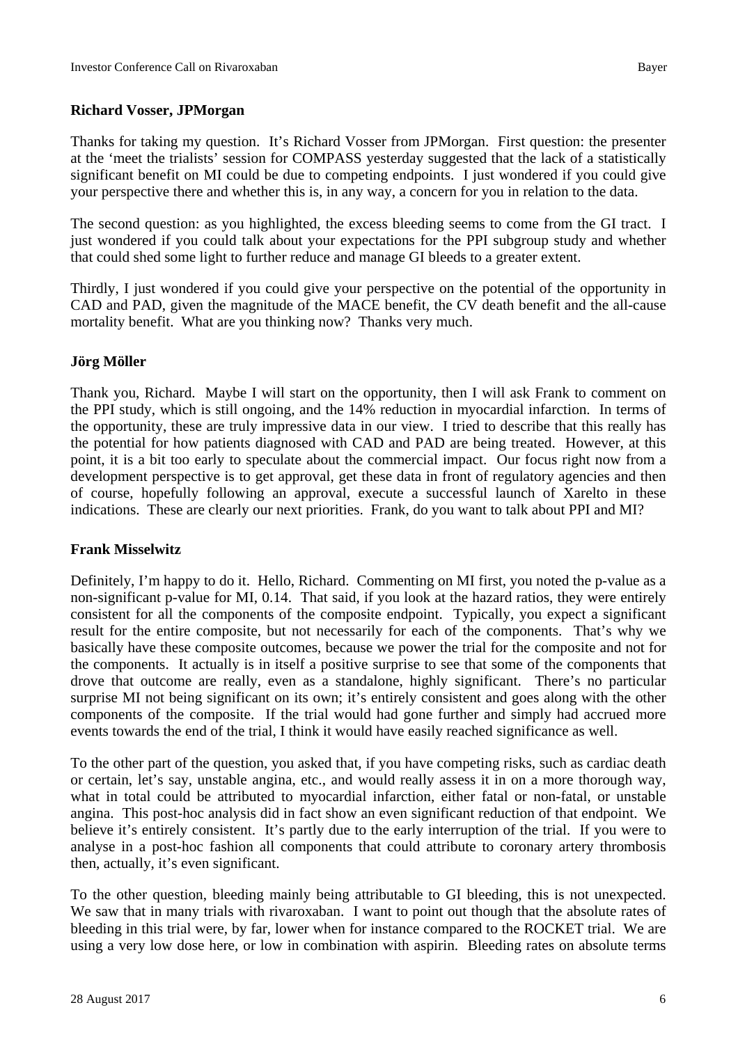**Richard Vosser, JPMorgan**

Thanks for taking my question. It's Richard Vosser from JPMorgan. First question: the presenter at the 'meet the trialists' session for COMPASS yesterday suggested that the lack of a statistically significant benefit on MI could be due to competing endpoints. I just wondered if you could give your perspective there and whether this is, in any way, a concern for you in relation to the data.

The second question: as you highlighted, the excess bleeding seems to come from the GI tract. I just wondered if you could talk about your expectations for the PPI subgroup study and whether that could shed some light to further reduce and manage GI bleeds to a greater extent.

Thirdly, I just wondered if you could give your perspective on the potential of the opportunity in CAD and PAD, given the magnitude of the MACE benefit, the CV death benefit and the all-cause mortality benefit. What are you thinking now? Thanks very much.

**Jörg Möller**

Thank you, Richard. Maybe I will start on the opportunity, then I will ask Frank to comment on the PPI study, which is still ongoing, and the 14% reduction in myocardial infarction. In terms of the opportunity, these are truly impressive data in our view. I tried to describe that this really has the potential for how patients diagnosed with CAD and PAD are being treated. However, at this point, it is a bit too early to speculate about the commercial impact. Our focus right now from a development perspective is to get approval, get these data in front of regulatory agencies and then of course, hopefully following an approval, execute a successful launch of Xarelto in these indications. These are clearly our next priorities. Frank, do you want to talk about PPI and MI?

**Frank Misselwitz**

Definitely, I'm happy to do it. Hello, Richard. Commenting on MI first, you noted the p-value as a non-significant p-value for MI, 0.14. That said, if you look at the hazard ratios, they were entirely consistent for all the components of the composite endpoint. Typically, you expect a significant result for the entire composite, but not necessarily for each of the components. That's why we basically have these composite outcomes, because we power the trial for the composite and not for the components. It actually is in itself a positive surprise to see that some of the components that drove that outcome are really, even as a standalone, highly significant. There's no particular surprise MI not being significant on its own; it's entirely consistent and goes along with the other components of the composite. If the trial would had gone further and simply had accrued more events towards the end of the trial, I think it would have easily reached significance as well.

To the other part of the question, you asked that, if you have competing risks, such as cardiac death or certain, let's say, unstable angina, etc., and would really assess it in on a more thorough way, what in total could be attributed to myocardial infarction, either fatal or non-fatal, or unstable angina. This post-hoc analysis did in fact show an even significant reduction of that endpoint. We believe it's entirely consistent. It's partly due to the early interruption of the trial. If you were to analyse in a post-hoc fashion all components that could attribute to coronary artery thrombosis then, actually, it's even significant.

To the other question, bleeding mainly being attributable to GI bleeding, this is not unexpected. We saw that in many trials with rivaroxaban. I want to point out though that the absolute rates of bleeding in this trial were, by far, lower when for instance compared to the ROCKET trial. We are using a very low dose here, or low in combination with aspirin. Bleeding rates on absolute terms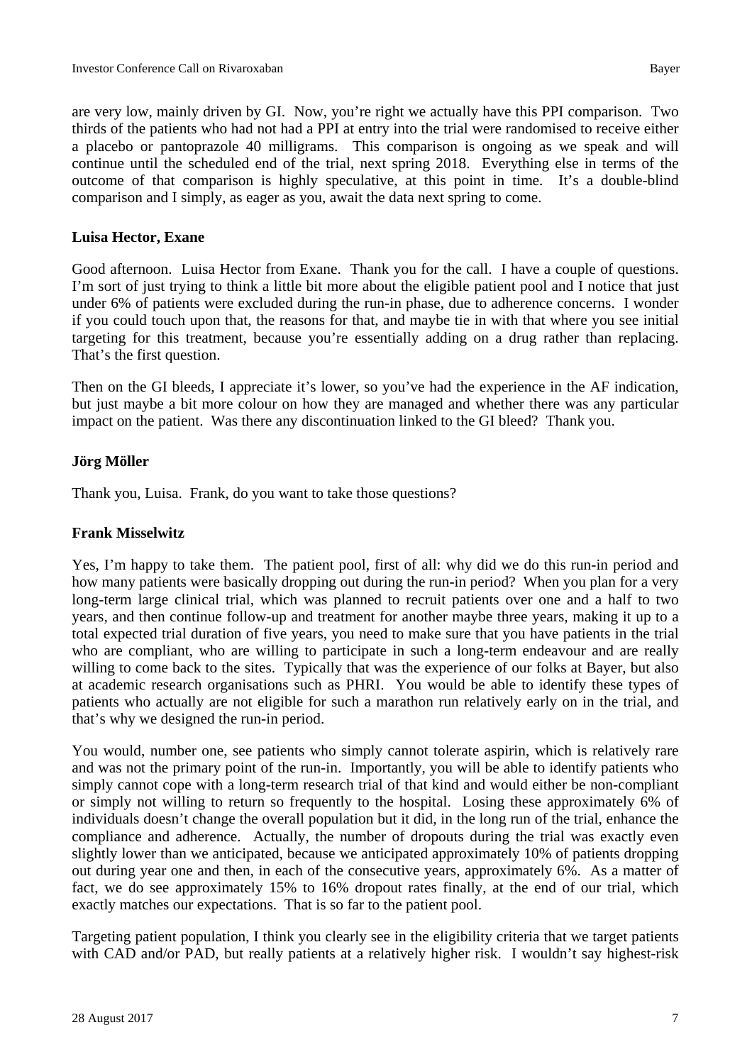are very low, mainly driven by GI. Now, you're right we actually have this PPI comparison. Two thirds of the patients who had not had a PPI at entry into the trial were randomised to receive either a placebo or pantoprazole 40 milligrams. This comparison is ongoing as we speak and will continue until the scheduled end of the trial, next spring 2018. Everything else in terms of the outcome of that comparison is highly speculative, at this point in time. It's a double-blind comparison and I simply, as eager as you, await the data next spring to come.

**Luisa Hector, Exane**

Good afternoon. Luisa Hector from Exane. Thank you for the call. I have a couple of questions. I'm sort of just trying to think a little bit more about the eligible patient pool and I notice that just under 6% of patients were excluded during the run-in phase, due to adherence concerns. I wonder if you could touch upon that, the reasons for that, and maybe tie in with that where you see initial targeting for this treatment, because you're essentially adding on a drug rather than replacing. That's the first question.

Then on the GI bleeds, I appreciate it's lower, so you've had the experience in the AF indication, but just maybe a bit more colour on how they are managed and whether there was any particular impact on the patient. Was there any discontinuation linked to the GI bleed? Thank you.

**Jörg Möller**

Thank you, Luisa. Frank, do you want to take those questions?

**Frank Misselwitz**

Yes, I'm happy to take them. The patient pool, first of all: why did we do this run-in period and how many patients were basically dropping out during the run-in period? When you plan for a very long-term large clinical trial, which was planned to recruit patients over one and a half to two years, and then continue follow-up and treatment for another maybe three years, making it up to a total expected trial duration of five years, you need to make sure that you have patients in the trial who are compliant, who are willing to participate in such a long-term endeavour and are really willing to come back to the sites. Typically that was the experience of our folks at Bayer, but also at academic research organisations such as PHRI. You would be able to identify these types of patients who actually are not eligible for such a marathon run relatively early on in the trial, and that's why we designed the run-in period.

You would, number one, see patients who simply cannot tolerate aspirin, which is relatively rare and was not the primary point of the run-in. Importantly, you will be able to identify patients who simply cannot cope with a long-term research trial of that kind and would either be non-compliant or simply not willing to return so frequently to the hospital. Losing these approximately 6% of individuals doesn't change the overall population but it did, in the long run of the trial, enhance the compliance and adherence. Actually, the number of dropouts during the trial was exactly even slightly lower than we anticipated, because we anticipated approximately 10% of patients dropping out during year one and then, in each of the consecutive years, approximately 6%. As a matter of fact, we do see approximately 15% to 16% dropout rates finally, at the end of our trial, which exactly matches our expectations. That is so far to the patient pool.

Targeting patient population, I think you clearly see in the eligibility criteria that we target patients with CAD and/or PAD, but really patients at a relatively higher risk. I wouldn't say highest-risk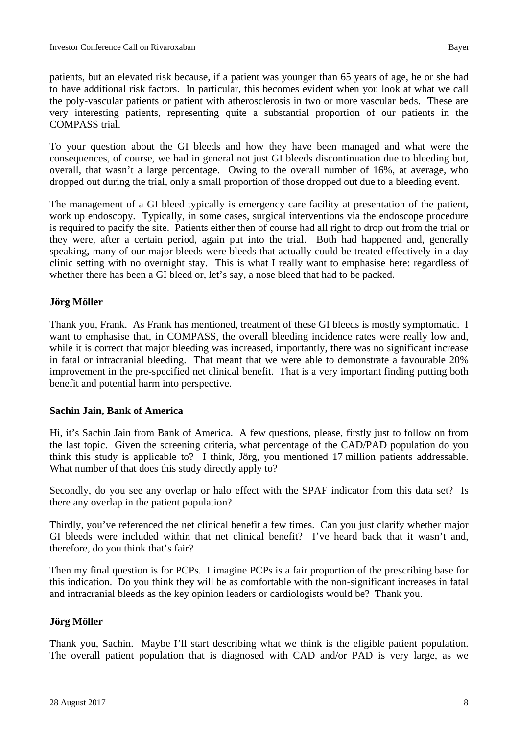patients, but an elevated risk because, if a patient was younger than 65 years of age, he or she had to have additional risk factors. In particular, this becomes evident when you look at what we call the poly-vascular patients or patient with atherosclerosis in two or more vascular beds. These are very interesting patients, representing quite a substantial proportion of our patients in the COMPASS trial.

To your question about the GI bleeds and how they have been managed and what were the consequences, of course, we had in general not just GI bleeds discontinuation due to bleeding but, overall, that wasn't a large percentage. Owing to the overall number of 16%, at average, who dropped out during the trial, only a small proportion of those dropped out due to a bleeding event.

The management of a GI bleed typically is emergency care facility at presentation of the patient, work up endoscopy. Typically, in some cases, surgical interventions via the endoscope procedure is required to pacify the site. Patients either then of course had all right to drop out from the trial or they were, after a certain period, again put into the trial. Both had happened and, generally speaking, many of our major bleeds were bleeds that actually could be treated effectively in a day clinic setting with no overnight stay. This is what I really want to emphasise here: regardless of whether there has been a GI bleed or, let's say, a nose bleed that had to be packed.

**Jörg Möller**

Thank you, Frank. As Frank has mentioned, treatment of these GI bleeds is mostly symptomatic. I want to emphasise that, in COMPASS, the overall bleeding incidence rates were really low and, while it is correct that major bleeding was increased, importantly, there was no significant increase in fatal or intracranial bleeding. That meant that we were able to demonstrate a favourable 20% improvement in the pre-specified net clinical benefit. That is a very important finding putting both benefit and potential harm into perspective.

**Sachin Jain, Bank of America**

Hi, it's Sachin Jain from Bank of America. A few questions, please, firstly just to follow on from the last topic. Given the screening criteria, what percentage of the CAD/PAD population do you think this study is applicable to? I think, Jörg, you mentioned 17 million patients addressable. What number of that does this study directly apply to?

Secondly, do you see any overlap or halo effect with the SPAF indicator from this data set? Is there any overlap in the patient population?

Thirdly, you've referenced the net clinical benefit a few times. Can you just clarify whether major GI bleeds were included within that net clinical benefit? I've heard back that it wasn't and, therefore, do you think that's fair?

Then my final question is for PCPs. I imagine PCPs is a fair proportion of the prescribing base for this indication. Do you think they will be as comfortable with the non-significant increases in fatal and intracranial bleeds as the key opinion leaders or cardiologists would be? Thank you.

**Jörg Möller**

Thank you, Sachin. Maybe I'll start describing what we think is the eligible patient population. The overall patient population that is diagnosed with CAD and/or PAD is very large, as we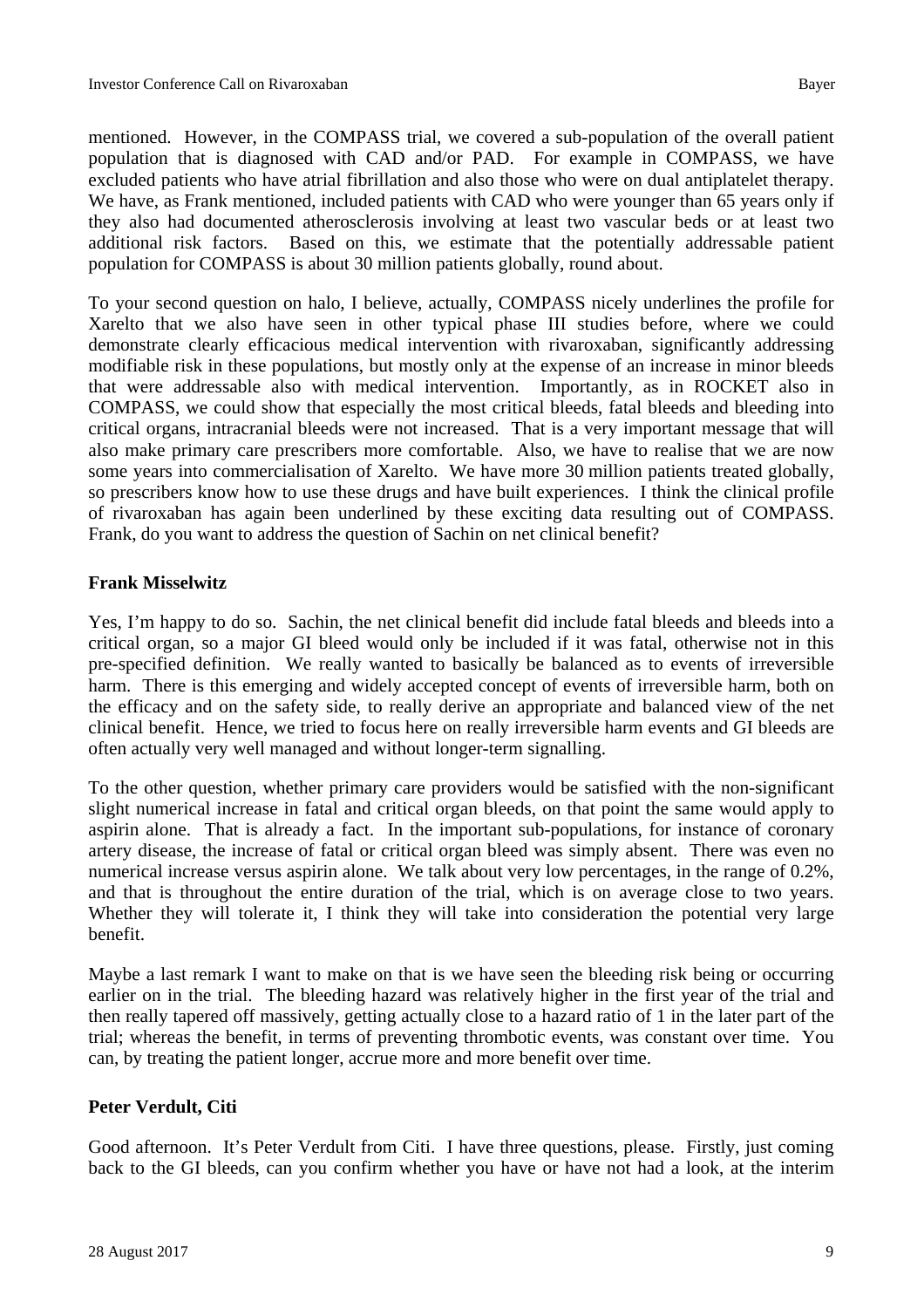mentioned. However, in the COMPASS trial, we covered a sub-population of the overall patient population that is diagnosed with CAD and/or PAD. For example in COMPASS, we have excluded patients who have atrial fibrillation and also those who were on dual antiplatelet therapy. We have, as Frank mentioned, included patients with CAD who were younger than 65 years only if they also had documented atherosclerosis involving at least two vascular beds or at least two additional risk factors. Based on this, we estimate that the potentially addressable patient population for COMPASS is about 30 million patients globally, round about.

To your second question on halo, I believe, actually, COMPASS nicely underlines the profile for Xarelto that we also have seen in other typical phase III studies before, where we could demonstrate clearly efficacious medical intervention with rivaroxaban, significantly addressing modifiable risk in these populations, but mostly only at the expense of an increase in minor bleeds that were addressable also with medical intervention. Importantly, as in ROCKET also in COMPASS, we could show that especially the most critical bleeds, fatal bleeds and bleeding into critical organs, intracranial bleeds were not increased. That is a very important message that will also make primary care prescribers more comfortable. Also, we have to realise that we are now some years into commercialisation of Xarelto. We have more 30 million patients treated globally, so prescribers know how to use these drugs and have built experiences. I think the clinical profile of rivaroxaban has again been underlined by these exciting data resulting out of COMPASS. Frank, do you want to address the question of Sachin on net clinical benefit?

**Frank Misselwitz**

Yes, I'm happy to do so. Sachin, the net clinical benefit did include fatal bleeds and bleeds into a critical organ, so a major GI bleed would only be included if it was fatal, otherwise not in this pre-specified definition. We really wanted to basically be balanced as to events of irreversible harm. There is this emerging and widely accepted concept of events of irreversible harm, both on the efficacy and on the safety side, to really derive an appropriate and balanced view of the net clinical benefit. Hence, we tried to focus here on really irreversible harm events and GI bleeds are often actually very well managed and without longer-term signalling.

To the other question, whether primary care providers would be satisfied with the non-significant slight numerical increase in fatal and critical organ bleeds, on that point the same would apply to aspirin alone. That is already a fact. In the important sub-populations, for instance of coronary artery disease, the increase of fatal or critical organ bleed was simply absent. There was even no numerical increase versus aspirin alone. We talk about very low percentages, in the range of 0.2%, and that is throughout the entire duration of the trial, which is on average close to two years. Whether they will tolerate it, I think they will take into consideration the potential very large benefit.

Maybe a last remark I want to make on that is we have seen the bleeding risk being or occurring earlier on in the trial. The bleeding hazard was relatively higher in the first year of the trial and then really tapered off massively, getting actually close to a hazard ratio of 1 in the later part of the trial; whereas the benefit, in terms of preventing thrombotic events, was constant over time. You can, by treating the patient longer, accrue more and more benefit over time.

**Peter Verdult, Citi**

Good afternoon. It's Peter Verdult from Citi. I have three questions, please. Firstly, just coming back to the GI bleeds, can you confirm whether you have or have not had a look, at the interim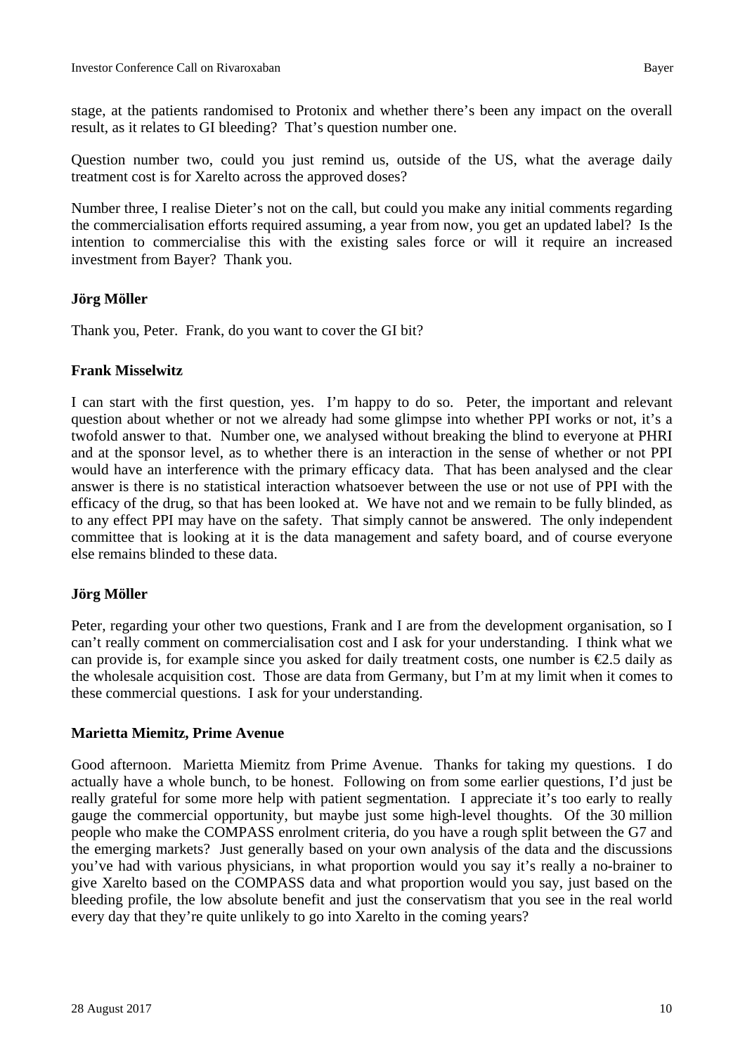stage, at the patients randomised to Protonix and whether there's been any impact on the overall result, as it relates to GI bleeding? That's question number one.

Question number two, could you just remind us, outside of the US, what the average daily treatment cost is for Xarelto across the approved doses?

Number three, I realise Dieter's not on the call, but could you make any initial comments regarding the commercialisation efforts required assuming, a year from now, you get an updated label? Is the intention to commercialise this with the existing sales force or will it require an increased investment from Bayer? Thank you.

**Jörg Möller**

Thank you, Peter. Frank, do you want to cover the GI bit?

**Frank Misselwitz**

I can start with the first question, yes. I'm happy to do so. Peter, the important and relevant question about whether or not we already had some glimpse into whether PPI works or not, it's a twofold answer to that. Number one, we analysed without breaking the blind to everyone at PHRI and at the sponsor level, as to whether there is an interaction in the sense of whether or not PPI would have an interference with the primary efficacy data. That has been analysed and the clear answer is there is no statistical interaction whatsoever between the use or not use of PPI with the efficacy of the drug, so that has been looked at. We have not and we remain to be fully blinded, as to any effect PPI may have on the safety. That simply cannot be answered. The only independent committee that is looking at it is the data management and safety board, and of course everyone else remains blinded to these data.

**Jörg Möller**

Peter, regarding your other two questions, Frank and I are from the development organisation, so I can't really comment on commercialisation cost and I ask for your understanding. I think what we can provide is, for example since you asked for daily treatment costs, one number is €2.5 daily as the wholesale acquisition cost. Those are data from Germany, but I'm at my limit when it comes to these commercial questions. I ask for your understanding.

**Marietta Miemitz, Prime Avenue**

Good afternoon. Marietta Miemitz from Prime Avenue. Thanks for taking my questions. I do actually have a whole bunch, to be honest. Following on from some earlier questions, I'd just be really grateful for some more help with patient segmentation. I appreciate it's too early to really gauge the commercial opportunity, but maybe just some high-level thoughts. Of the 30 million people who make the COMPASS enrolment criteria, do you have a rough split between the G7 and the emerging markets? Just generally based on your own analysis of the data and the discussions you've had with various physicians, in what proportion would you say it's really a no-brainer to give Xarelto based on the COMPASS data and what proportion would you say, just based on the bleeding profile, the low absolute benefit and just the conservatism that you see in the real world every day that they're quite unlikely to go into Xarelto in the coming years?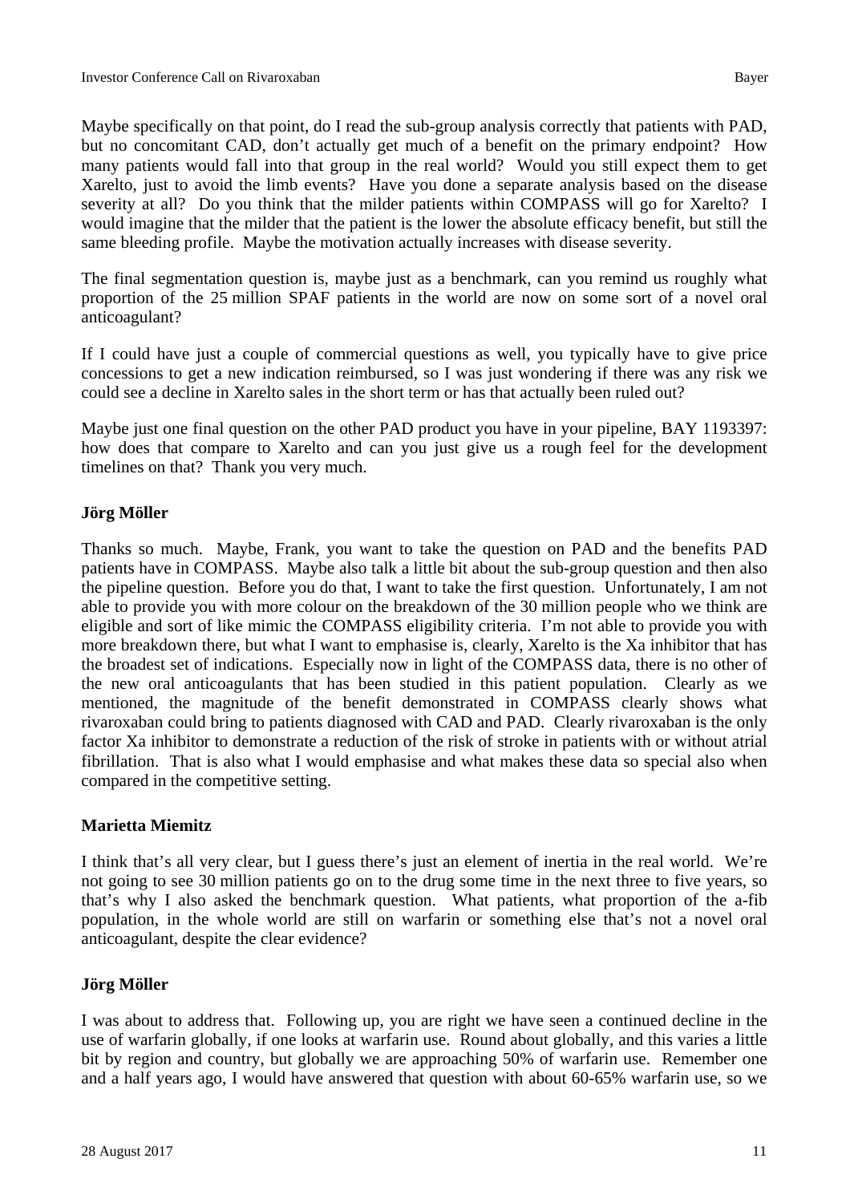Maybe specifically on that point, do I read the sub-group analysis correctly that patients with PAD, but no concomitant CAD, don't actually get much of a benefit on the primary endpoint? How many patients would fall into that group in the real world? Would you still expect them to get Xarelto, just to avoid the limb events? Have you done a separate analysis based on the disease severity at all? Do you think that the milder patients within COMPASS will go for Xarelto? I would imagine that the milder that the patient is the lower the absolute efficacy benefit, but still the same bleeding profile. Maybe the motivation actually increases with disease severity.

The final segmentation question is, maybe just as a benchmark, can you remind us roughly what proportion of the 25 million SPAF patients in the world are now on some sort of a novel oral anticoagulant?

If I could have just a couple of commercial questions as well, you typically have to give price concessions to get a new indication reimbursed, so I was just wondering if there was any risk we could see a decline in Xarelto sales in the short term or has that actually been ruled out?

Maybe just one final question on the other PAD product you have in your pipeline, BAY 1193397: how does that compare to Xarelto and can you just give us a rough feel for the development timelines on that? Thank you very much.

**Jörg Möller**

Thanks so much. Maybe, Frank, you want to take the question on PAD and the benefits PAD patients have in COMPASS. Maybe also talk a little bit about the sub-group question and then also the pipeline question. Before you do that, I want to take the first question. Unfortunately, I am not able to provide you with more colour on the breakdown of the 30 million people who we think are eligible and sort of like mimic the COMPASS eligibility criteria. I'm not able to provide you with more breakdown there, but what I want to emphasise is, clearly, Xarelto is the Xa inhibitor that has the broadest set of indications. Especially now in light of the COMPASS data, there is no other of the new oral anticoagulants that has been studied in this patient population. Clearly as we mentioned, the magnitude of the benefit demonstrated in COMPASS clearly shows what rivaroxaban could bring to patients diagnosed with CAD and PAD. Clearly rivaroxaban is the only factor Xa inhibitor to demonstrate a reduction of the risk of stroke in patients with or without atrial fibrillation. That is also what I would emphasise and what makes these data so special also when compared in the competitive setting.

**Marietta Miemitz**

I think that's all very clear, but I guess there's just an element of inertia in the real world. We're not going to see 30 million patients go on to the drug some time in the next three to five years, so that's why I also asked the benchmark question. What patients, what proportion of the a-fib population, in the whole world are still on warfarin or something else that's not a novel oral anticoagulant, despite the clear evidence?

**Jörg Möller**

I was about to address that. Following up, you are right we have seen a continued decline in the use of warfarin globally, if one looks at warfarin use. Round about globally, and this varies a little bit by region and country, but globally we are approaching 50% of warfarin use. Remember one and a half years ago, I would have answered that question with about 60-65% warfarin use, so we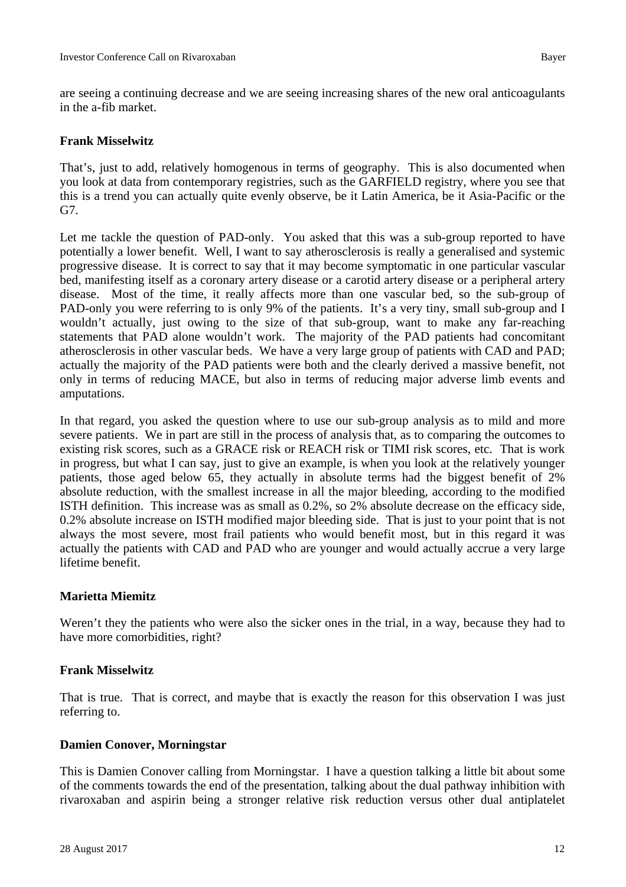are seeing a continuing decrease and we are seeing increasing shares of the new oral anticoagulants in the a-fib market.

**Frank Misselwitz**

That's, just to add, relatively homogenous in terms of geography. This is also documented when you look at data from contemporary registries, such as the GARFIELD registry, where you see that this is a trend you can actually quite evenly observe, be it Latin America, be it Asia-Pacific or the G7.

Let me tackle the question of PAD-only. You asked that this was a sub-group reported to have potentially a lower benefit. Well, I want to say atherosclerosis is really a generalised and systemic progressive disease. It is correct to say that it may become symptomatic in one particular vascular bed, manifesting itself as a coronary artery disease or a carotid artery disease or a peripheral artery disease. Most of the time, it really affects more than one vascular bed, so the sub-group of PAD-only you were referring to is only 9% of the patients. It's a very tiny, small sub-group and I wouldn't actually, just owing to the size of that sub-group, want to make any far-reaching statements that PAD alone wouldn't work. The majority of the PAD patients had concomitant atherosclerosis in other vascular beds. We have a very large group of patients with CAD and PAD; actually the majority of the PAD patients were both and the clearly derived a massive benefit, not only in terms of reducing MACE, but also in terms of reducing major adverse limb events and amputations.

In that regard, you asked the question where to use our sub-group analysis as to mild and more severe patients. We in part are still in the process of analysis that, as to comparing the outcomes to existing risk scores, such as a GRACE risk or REACH risk or TIMI risk scores, etc. That is work in progress, but what I can say, just to give an example, is when you look at the relatively younger patients, those aged below 65, they actually in absolute terms had the biggest benefit of 2% absolute reduction, with the smallest increase in all the major bleeding, according to the modified ISTH definition. This increase was as small as 0.2%, so 2% absolute decrease on the efficacy side, 0.2% absolute increase on ISTH modified major bleeding side. That is just to your point that is not always the most severe, most frail patients who would benefit most, but in this regard it was actually the patients with CAD and PAD who are younger and would actually accrue a very large lifetime benefit.

**Marietta Miemitz**

Weren't they the patients who were also the sicker ones in the trial, in a way, because they had to have more comorbidities, right?

**Frank Misselwitz**

That is true. That is correct, and maybe that is exactly the reason for this observation I was just referring to.

**Damien Conover, Morningstar**

This is Damien Conover calling from Morningstar. I have a question talking a little bit about some of the comments towards the end of the presentation, talking about the dual pathway inhibition with rivaroxaban and aspirin being a stronger relative risk reduction versus other dual antiplatelet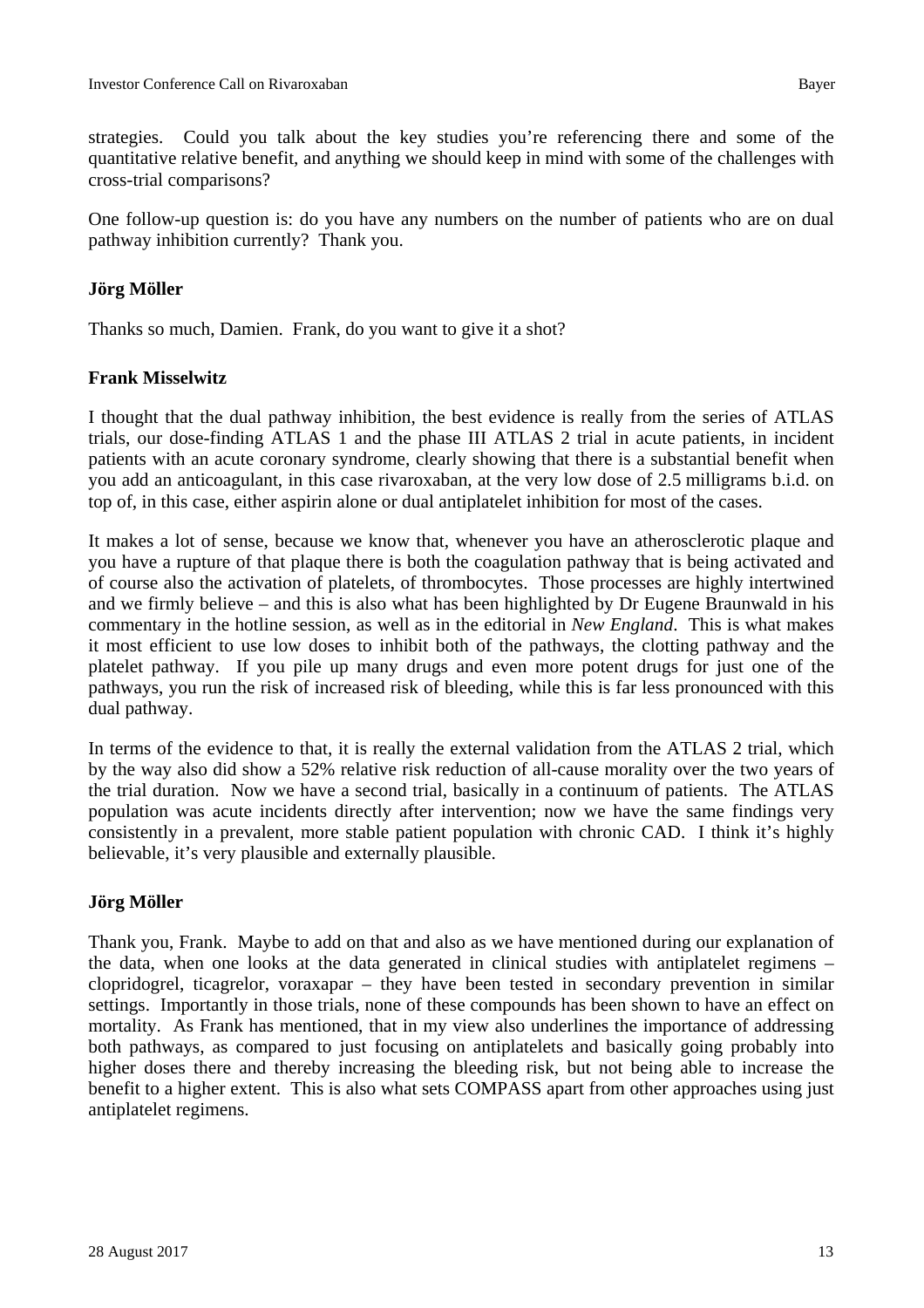strategies. Could you talk about the key studies you're referencing there and some of the quantitative relative benefit, and anything we should keep in mind with some of the challenges with cross-trial comparisons?

One follow-up question is: do you have any numbers on the number of patients who are on dual pathway inhibition currently? Thank you.

**Jörg Möller**

Thanks so much, Damien. Frank, do you want to give it a shot?

**Frank Misselwitz**

I thought that the dual pathway inhibition, the best evidence is really from the series of ATLAS trials, our dose-finding ATLAS 1 and the phase III ATLAS 2 trial in acute patients, in incident patients with an acute coronary syndrome, clearly showing that there is a substantial benefit when you add an anticoagulant, in this case rivaroxaban, at the very low dose of 2.5 milligrams b.i.d. on top of, in this case, either aspirin alone or dual antiplatelet inhibition for most of the cases.

It makes a lot of sense, because we know that, whenever you have an atherosclerotic plaque and you have a rupture of that plaque there is both the coagulation pathway that is being activated and of course also the activation of platelets, of thrombocytes. Those processes are highly intertwined and we firmly believe – and this is also what has been highlighted by Dr Eugene Braunwald in his commentary in the hotline session, as well as in the editorial in *New England*. This is what makes it most efficient to use low doses to inhibit both of the pathways, the clotting pathway and the platelet pathway. If you pile up many drugs and even more potent drugs for just one of the pathways, you run the risk of increased risk of bleeding, while this is far less pronounced with this dual pathway.

In terms of the evidence to that, it is really the external validation from the ATLAS 2 trial, which by the way also did show a 52% relative risk reduction of all-cause morality over the two years of the trial duration. Now we have a second trial, basically in a continuum of patients. The ATLAS population was acute incidents directly after intervention; now we have the same findings very consistently in a prevalent, more stable patient population with chronic CAD. I think it's highly believable, it's very plausible and externally plausible.

**Jörg Möller**

Thank you, Frank. Maybe to add on that and also as we have mentioned during our explanation of the data, when one looks at the data generated in clinical studies with antiplatelet regimens – clopridogrel, ticagrelor, voraxapar – they have been tested in secondary prevention in similar settings. Importantly in those trials, none of these compounds has been shown to have an effect on mortality. As Frank has mentioned, that in my view also underlines the importance of addressing both pathways, as compared to just focusing on antiplatelets and basically going probably into higher doses there and thereby increasing the bleeding risk, but not being able to increase the benefit to a higher extent. This is also what sets COMPASS apart from other approaches using just antiplatelet regimens.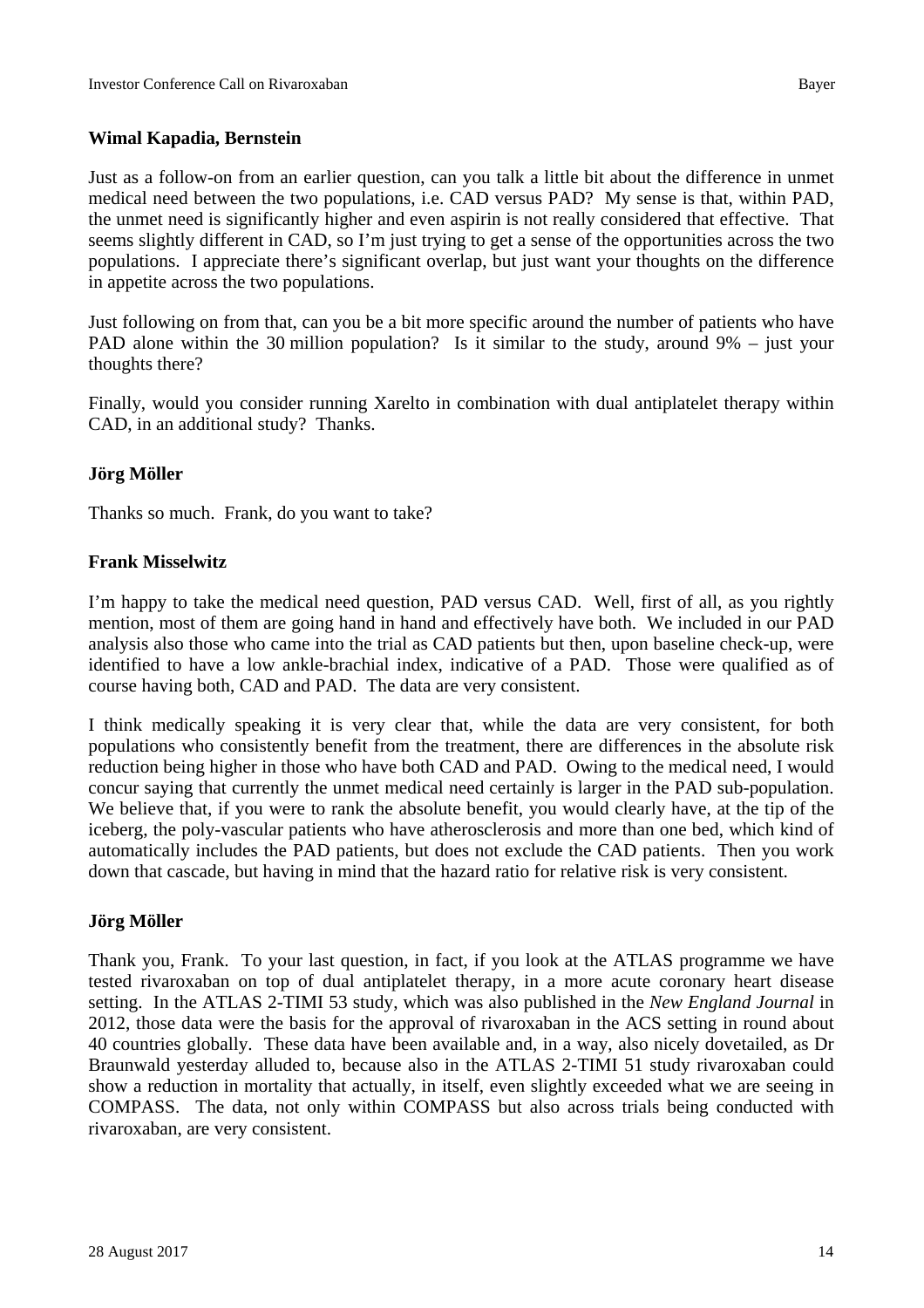**Wimal Kapadia, Bernstein**

Just as a follow-on from an earlier question, can you talk a little bit about the difference in unmet medical need between the two populations, i.e. CAD versus PAD? My sense is that, within PAD, the unmet need is significantly higher and even aspirin is not really considered that effective. That seems slightly different in CAD, so I'm just trying to get a sense of the opportunities across the two populations. I appreciate there's significant overlap, but just want your thoughts on the difference in appetite across the two populations.

Just following on from that, can you be a bit more specific around the number of patients who have PAD alone within the 30 million population? Is it similar to the study, around 9% – just your thoughts there?

Finally, would you consider running Xarelto in combination with dual antiplatelet therapy within CAD, in an additional study? Thanks.

**Jörg Möller**

Thanks so much. Frank, do you want to take?

**Frank Misselwitz**

I'm happy to take the medical need question, PAD versus CAD. Well, first of all, as you rightly mention, most of them are going hand in hand and effectively have both. We included in our PAD analysis also those who came into the trial as CAD patients but then, upon baseline check-up, were identified to have a low ankle-brachial index, indicative of a PAD. Those were qualified as of course having both, CAD and PAD. The data are very consistent.

I think medically speaking it is very clear that, while the data are very consistent, for both populations who consistently benefit from the treatment, there are differences in the absolute risk reduction being higher in those who have both CAD and PAD. Owing to the medical need, I would concur saying that currently the unmet medical need certainly is larger in the PAD sub-population. We believe that, if you were to rank the absolute benefit, you would clearly have, at the tip of the iceberg, the poly-vascular patients who have atherosclerosis and more than one bed, which kind of automatically includes the PAD patients, but does not exclude the CAD patients. Then you work down that cascade, but having in mind that the hazard ratio for relative risk is very consistent.

**Jörg Möller**

Thank you, Frank. To your last question, in fact, if you look at the ATLAS programme we have tested rivaroxaban on top of dual antiplatelet therapy, in a more acute coronary heart disease setting. In the ATLAS 2-TIMI 53 study, which was also published in the *New England Journal* in 2012, those data were the basis for the approval of rivaroxaban in the ACS setting in round about 40 countries globally. These data have been available and, in a way, also nicely dovetailed, as Dr Braunwald yesterday alluded to, because also in the ATLAS 2-TIMI 51 study rivaroxaban could show a reduction in mortality that actually, in itself, even slightly exceeded what we are seeing in COMPASS. The data, not only within COMPASS but also across trials being conducted with rivaroxaban, are very consistent.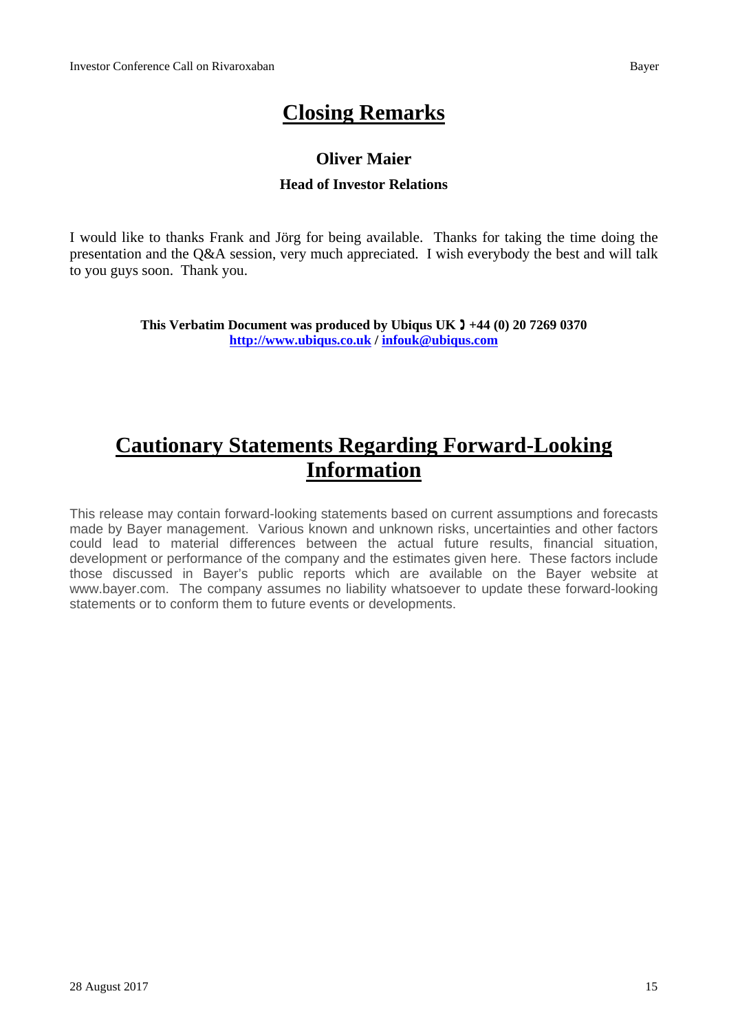# Closing Remarks

### Oliver Maier

#### Head of Investor Relations

I would like to thanks Frank and Jörg for being available. Thanks for taking the time doing the presentation and the Q&A session, very much appreciated. I wish everybody the best and will talk to you guys soon. Thank you.

**This Verbatim Document was produced by Ubiqus UK ☎ +44 (0) 20 7269 0370**
**http://www.ubiqus.co.uk / infouk@ubiqus.com**

# Cautionary Statements Regarding Forward-Looking Information

This release may contain forward-looking statements based on current assumptions and forecasts made by Bayer management. Various known and unknown risks, uncertainties and other factors could lead to material differences between the actual future results, financial situation, development or performance of the company and the estimates given here. These factors include those discussed in Bayer's public reports which are available on the Bayer website at www.bayer.com. The company assumes no liability whatsoever to update these forward-looking statements or to conform them to future events or developments.